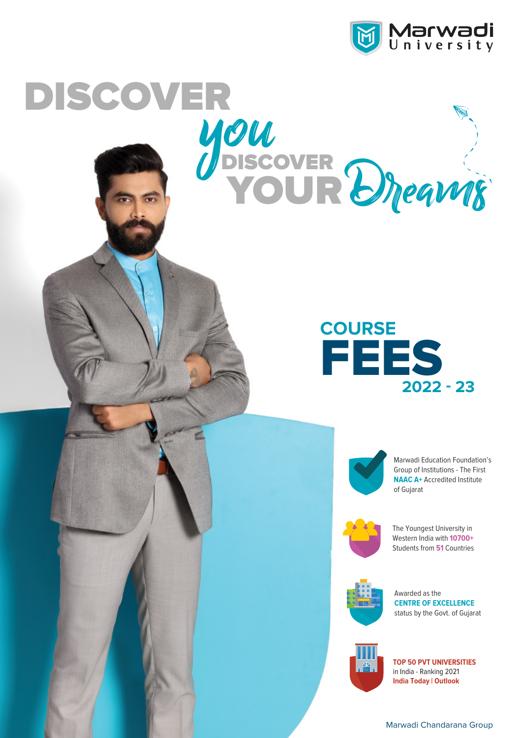Marwadi University

# DISCOVER *you* DISCOVER YOUR *Dreams*

## COURSE FEES 2022 - 23

- Marwadi Education Foundation's Group of Institutions - The First **NAAC A+** Accredited Institute of Gujarat
- The Youngest University in Western India with **10700+** Students from **51** Countries
- Awarded as the **CENTRE OF EXCELLENCE** status by the Govt. of Gujarat
- **TOP 50 PVT UNIVERSITIES** in India - Ranking 2021 **India Today | Outlook**

Marwadi Chandarana Group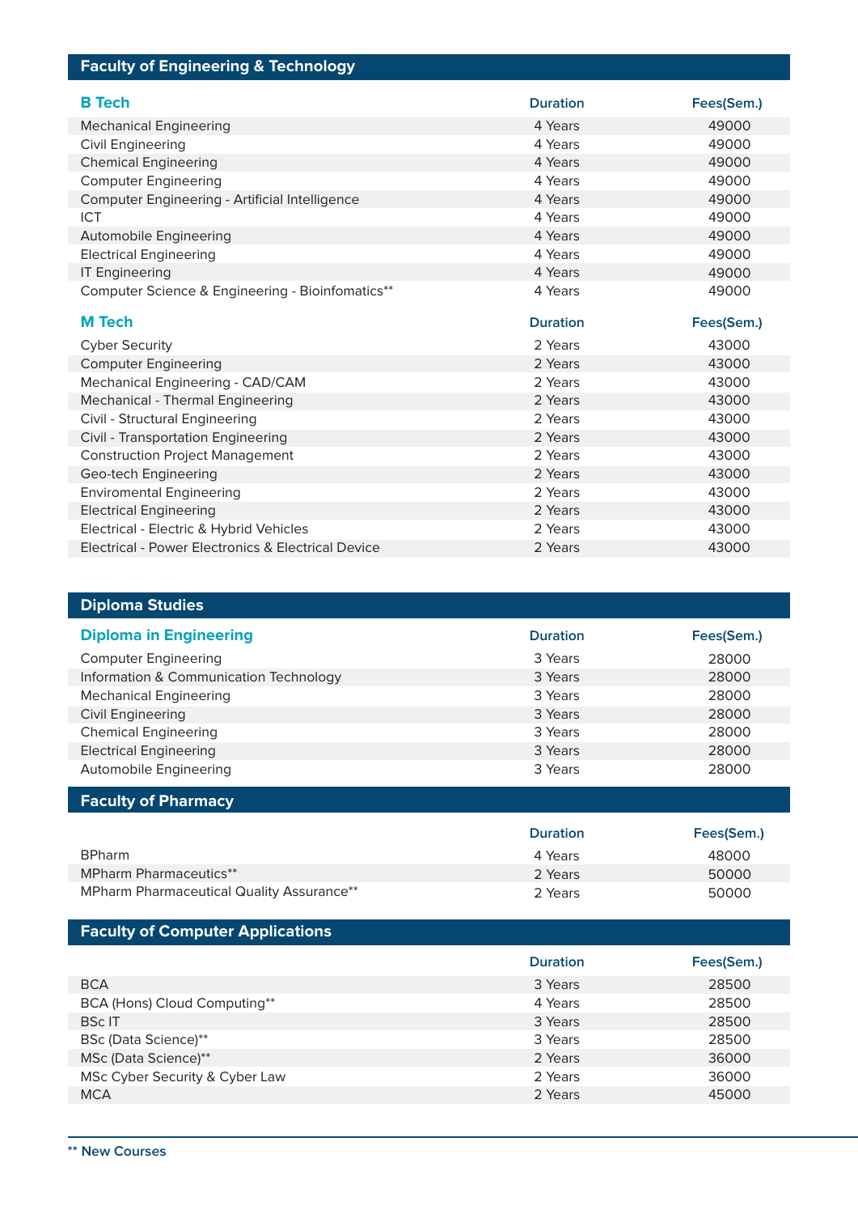## Faculty of Engineering & Technology

| B Tech | Duration | Fees(Sem.) |
|---|---|---|
| Mechanical Engineering | 4 Years | 49000 |
| Civil Engineering | 4 Years | 49000 |
| Chemical Engineering | 4 Years | 49000 |
| Computer Engineering | 4 Years | 49000 |
| Computer Engineering - Artificial Intelligence | 4 Years | 49000 |
| ICT | 4 Years | 49000 |
| Automobile Engineering | 4 Years | 49000 |
| Electrical Engineering | 4 Years | 49000 |
| IT Engineering | 4 Years | 49000 |
| Computer Science & Engineering - Bioinfomatics** | 4 Years | 49000 |

| M Tech | Duration | Fees(Sem.) |
|---|---|---|
| Cyber Security | 2 Years | 43000 |
| Computer Engineering | 2 Years | 43000 |
| Mechanical Engineering - CAD/CAM | 2 Years | 43000 |
| Mechanical - Thermal Engineering | 2 Years | 43000 |
| Civil - Structural Engineering | 2 Years | 43000 |
| Civil - Transportation Engineering | 2 Years | 43000 |
| Construction Project Management | 2 Years | 43000 |
| Geo-tech Engineering | 2 Years | 43000 |
| Enviromental Engineering | 2 Years | 43000 |
| Electrical Engineering | 2 Years | 43000 |
| Electrical - Electric & Hybrid Vehicles | 2 Years | 43000 |
| Electrical - Power Electronics & Electrical Device | 2 Years | 43000 |

## Diploma Studies

| Diploma in Engineering | Duration | Fees(Sem.) |
|---|---|---|
| Computer Engineering | 3 Years | 28000 |
| Information & Communication Technology | 3 Years | 28000 |
| Mechanical Engineering | 3 Years | 28000 |
| Civil Engineering | 3 Years | 28000 |
| Chemical Engineering | 3 Years | 28000 |
| Electrical Engineering | 3 Years | 28000 |
| Automobile Engineering | 3 Years | 28000 |

## Faculty of Pharmacy

| | Duration | Fees(Sem.) |
|---|---|---|
| BPharm | 4 Years | 48000 |
| MPharm Pharmaceutics** | 2 Years | 50000 |
| MPharm Pharmaceutical Quality Assurance** | 2 Years | 50000 |

## Faculty of Computer Applications

| | Duration | Fees(Sem.) |
|---|---|---|
| BCA | 3 Years | 28500 |
| BCA (Hons) Cloud Computing** | 4 Years | 28500 |
| BSc IT | 3 Years | 28500 |
| BSc (Data Science)** | 3 Years | 28500 |
| MSc (Data Science)** | 2 Years | 36000 |
| MSc Cyber Security & Cyber Law | 2 Years | 36000 |
| MCA | 2 Years | 45000 |

** New Courses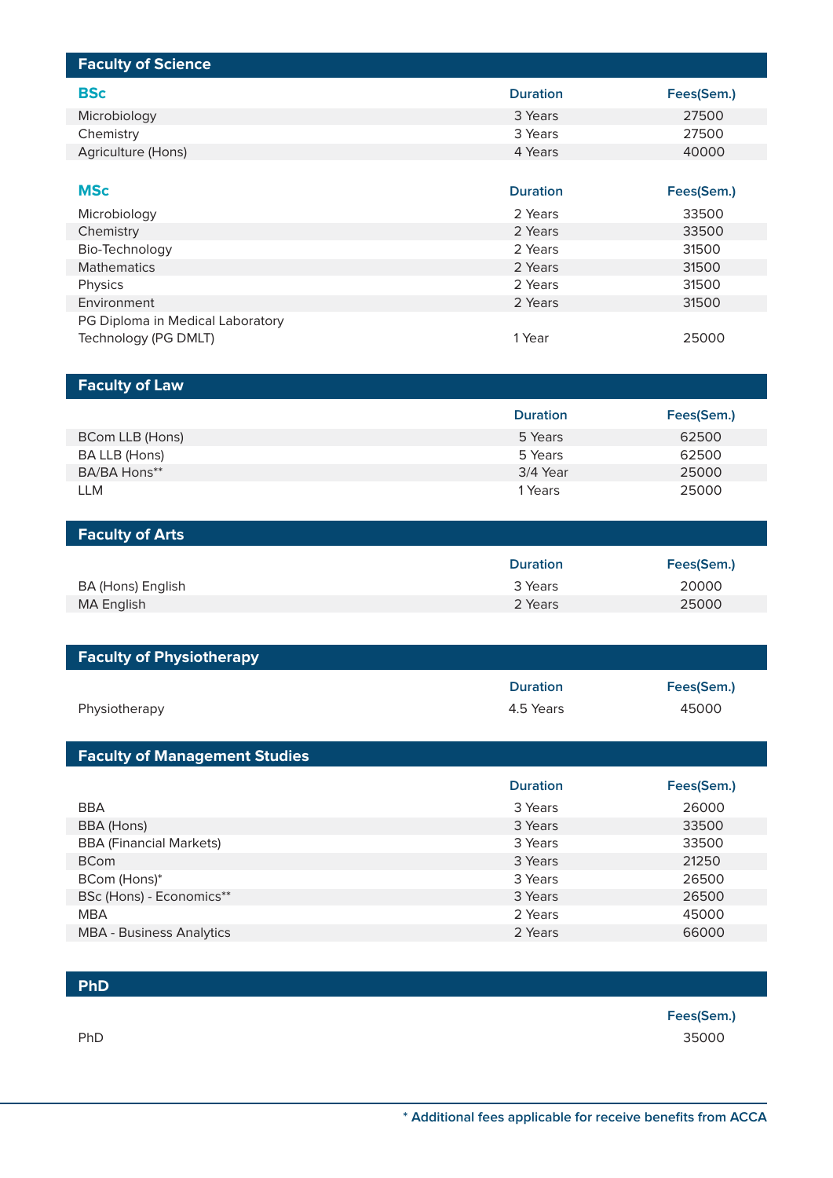## Faculty of Science

| BSc | Duration | Fees(Sem.) |
|---|---|---|
| Microbiology | 3 Years | 27500 |
| Chemistry | 3 Years | 27500 |
| Agriculture (Hons) | 4 Years | 40000 |

| MSc | Duration | Fees(Sem.) |
|---|---|---|
| Microbiology | 2 Years | 33500 |
| Chemistry | 2 Years | 33500 |
| Bio-Technology | 2 Years | 31500 |
| Mathematics | 2 Years | 31500 |
| Physics | 2 Years | 31500 |
| Environment | 2 Years | 31500 |
| PG Diploma in Medical Laboratory Technology (PG DMLT) | 1 Year | 25000 |

## Faculty of Law

| | Duration | Fees(Sem.) |
|---|---|---|
| BCom LLB (Hons) | 5 Years | 62500 |
| BA LLB (Hons) | 5 Years | 62500 |
| BA/BA Hons** | 3/4 Year | 25000 |
| LLM | 1 Years | 25000 |

## Faculty of Arts

| | Duration | Fees(Sem.) |
|---|---|---|
| BA (Hons) English | 3 Years | 20000 |
| MA English | 2 Years | 25000 |

## Faculty of Physiotherapy

| | Duration | Fees(Sem.) |
|---|---|---|
| Physiotherapy | 4.5 Years | 45000 |

## Faculty of Management Studies

| | Duration | Fees(Sem.) |
|---|---|---|
| BBA | 3 Years | 26000 |
| BBA (Hons) | 3 Years | 33500 |
| BBA (Financial Markets) | 3 Years | 33500 |
| BCom | 3 Years | 21250 |
| BCom (Hons)* | 3 Years | 26500 |
| BSc (Hons) - Economics** | 3 Years | 26500 |
| MBA | 2 Years | 45000 |
| MBA - Business Analytics | 2 Years | 66000 |

## PhD

| | Fees(Sem.) |
|---|---|
| PhD | 35000 |

**\* Additional fees applicable for receive benefits from ACCA**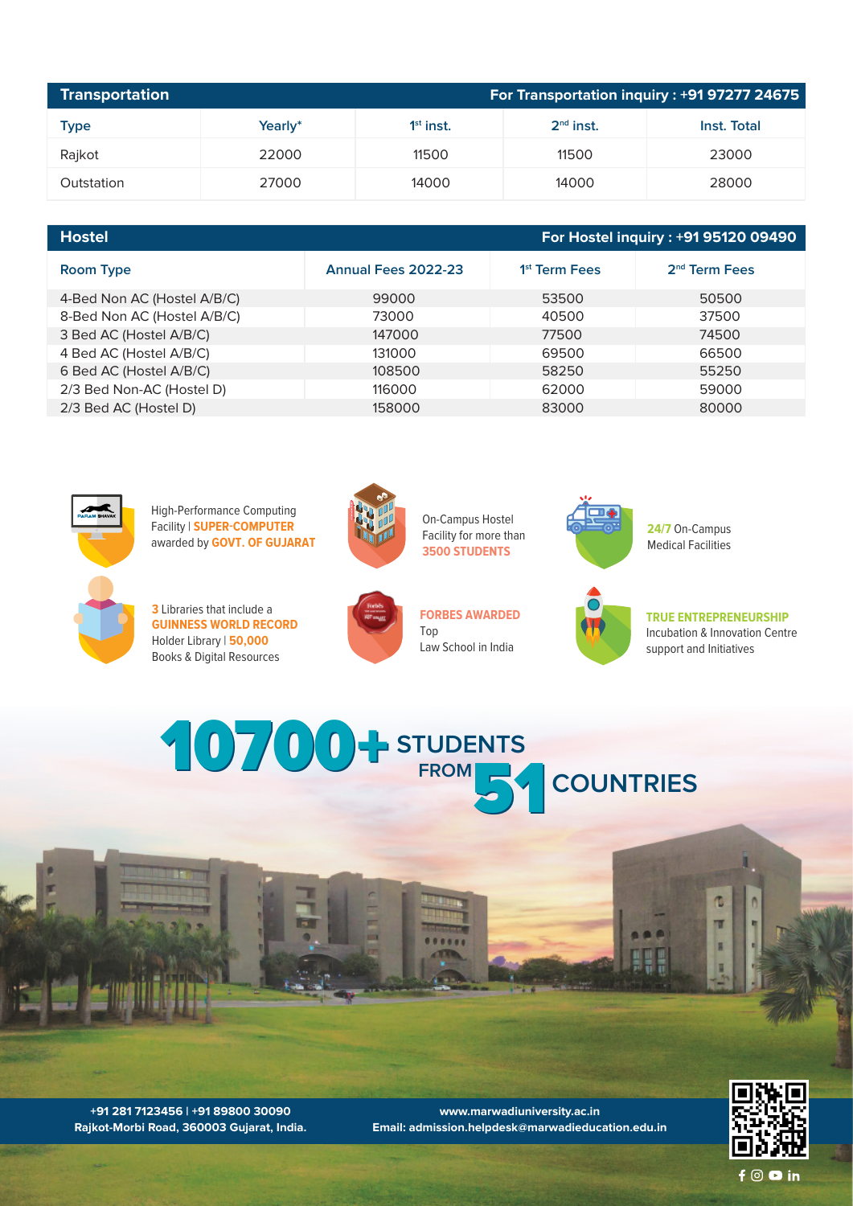## Transportation

For Transportation inquiry : +91 97277 24675

| Type | Yearly* | 1st inst. | 2nd inst. | Inst. Total |
|---|---|---|---|---|
| Rajkot | 22000 | 11500 | 11500 | 23000 |
| Outstation | 27000 | 14000 | 14000 | 28000 |

## Hostel

For Hostel inquiry : +91 95120 09490

| Room Type | Annual Fees 2022-23 | 1st Term Fees | 2nd Term Fees |
|---|---|---|---|
| 4-Bed Non AC (Hostel A/B/C) | 99000 | 53500 | 50500 |
| 8-Bed Non AC (Hostel A/B/C) | 73000 | 40500 | 37500 |
| 3 Bed AC (Hostel A/B/C) | 147000 | 77500 | 74500 |
| 4 Bed AC (Hostel A/B/C) | 131000 | 69500 | 66500 |
| 6 Bed AC (Hostel A/B/C) | 108500 | 58250 | 55250 |
| 2/3 Bed Non-AC (Hostel D) | 116000 | 62000 | 59000 |
| 2/3 Bed AC (Hostel D) | 158000 | 83000 | 80000 |

High-Performance Computing Facility | **SUPER-COMPUTER** awarded by **GOVT. OF GUJARAT**

On-Campus Hostel Facility for more than **3500 STUDENTS**

**24/7** On-Campus Medical Facilities

**3** Libraries that include a **GUINNESS WORLD RECORD** Holder Library | **50,000** Books & Digital Resources

**FORBES AWARDED** Top Law School in India

**TRUE ENTREPRENEURSHIP** Incubation & Innovation Centre support and Initiatives

# 10700+ STUDENTS FROM 51 COUNTRIES

+91 281 7123456 | +91 89800 30090
Rajkot-Morbi Road, 360003 Gujarat, India.

www.marwadiuniversity.ac.in
Email: admission.helpdesk@marwadieducation.edu.in